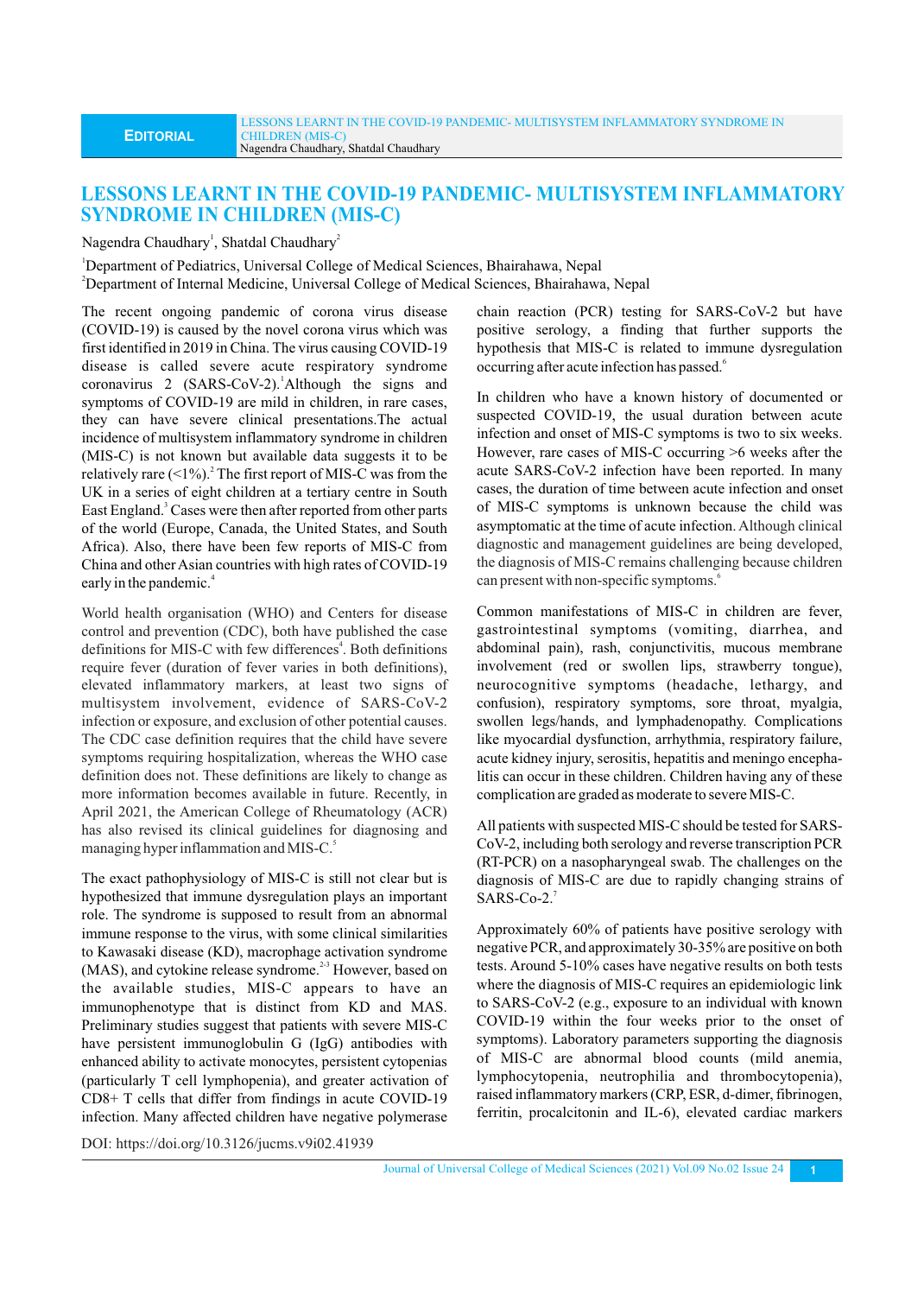EDITORIAL

# LESSONS LEARNT IN THE COVID-19 PANDEMIC- MULTISYSTEM INFLAMMATORY SYNDROME IN CHILDREN (MIS-C)

Nagendra Chaudhary[1], Shatdal Chaudhary[2]

[1]Department of Pediatrics, Universal College of Medical Sciences, Bhairahawa, Nepal
[2]Department of Internal Medicine, Universal College of Medical Sciences, Bhairahawa, Nepal

The recent ongoing pandemic of corona virus disease (COVID-19) is caused by the novel corona virus which was first identified in 2019 in China. The virus causing COVID-19 disease is called severe acute respiratory syndrome coronavirus 2 (SARS-CoV-2).[1] Although the signs and symptoms of COVID-19 are mild in children, in rare cases, they can have severe clinical presentations. The actual incidence of multisystem inflammatory syndrome in children (MIS-C) is not known but available data suggests it to be relatively rare (<1%).[2] The first report of MIS-C was from the UK in a series of eight children at a tertiary centre in South East England.[3] Cases were then reported from other parts of the world (Europe, Canada, the United States, and South Africa). Also, there have been few reports of MIS-C from China and other Asian countries with high rates of COVID-19 early in the pandemic.[4]

World health organisation (WHO) and Centers for disease control and prevention (CDC), both have published the case definitions for MIS-C with few differences[4]. Both definitions require fever (duration of fever varies in both definitions), elevated inflammatory markers, at least two signs of multisystem involvement, evidence of SARS-CoV-2 infection or exposure, and exclusion of other potential causes. The CDC case definition requires that the child have severe symptoms requiring hospitalization, whereas the WHO case definition does not. These definitions are likely to change as more information becomes available in future. Recently, in April 2021, the American College of Rheumatology (ACR) has also revised its clinical guidelines for diagnosing and managing hyper inflammation and MIS-C.[5]

The exact pathophysiology of MIS-C is still not clear but is hypothesized that immune dysregulation plays an important role. The syndrome is supposed to result from an abnormal immune response to the virus, with some clinical similarities to Kawasaki disease (KD), macrophage activation syndrome (MAS), and cytokine release syndrome.[2-3] However, based on the available studies, MIS-C appears to have an immunophenotype that is distinct from KD and MAS. Preliminary studies suggest that patients with severe MIS-C have persistent immunoglobulin G (IgG) antibodies with enhanced ability to activate monocytes, persistent cytopenias (particularly T cell lymphopenia), and greater activation of CD8+ T cells that differ from findings in acute COVID-19 infection. Many affected children have negative polymerase chain reaction (PCR) testing for SARS-CoV-2 but have positive serology, a finding that further supports the hypothesis that MIS-C is related to immune dysregulation occurring after acute infection has passed.[6]

In children who have a known history of documented or suspected COVID-19, the usual duration between acute infection and onset of MIS-C symptoms is two to six weeks. However, rare cases of MIS-C occurring >6 weeks after the acute SARS-CoV-2 infection have been reported. In many cases, the duration of time between acute infection and onset of MIS-C symptoms is unknown because the child was asymptomatic at the time of acute infection. Although clinical diagnostic and management guidelines are being developed, the diagnosis of MIS-C remains challenging because children can present with non-specific symptoms.[6]

Common manifestations of MIS-C in children are fever, gastrointestinal symptoms (vomiting, diarrhea, and abdominal pain), rash, conjunctivitis, mucous membrane involvement (red or swollen lips, strawberry tongue), neurocognitive symptoms (headache, lethargy, and confusion), respiratory symptoms, sore throat, myalgia, swollen legs/hands, and lymphadenopathy. Complications like myocardial dysfunction, arrhythmia, respiratory failure, acute kidney injury, serositis, hepatitis and meningo encephalitis can occur in these children. Children having any of these complication are graded as moderate to severe MIS-C.

All patients with suspected MIS-C should be tested for SARS-CoV-2, including both serology and reverse transcription PCR (RT-PCR) on a nasopharyngeal swab. The challenges on the diagnosis of MIS-C are due to rapidly changing strains of SARS-Co-2.[7]

Approximately 60% of patients have positive serology with negative PCR, and approximately 30-35% are positive on both tests. Around 5-10% cases have negative results on both tests where the diagnosis of MIS-C requires an epidemiologic link to SARS-CoV-2 (e.g., exposure to an individual with known COVID-19 within the four weeks prior to the onset of symptoms). Laboratory parameters supporting the diagnosis of MIS-C are abnormal blood counts (mild anemia, lymphocytopenia, neutrophilia and thrombocytopenia), raised inflammatory markers (CRP, ESR, d-dimer, fibrinogen, ferritin, procalcitonin and IL-6), elevated cardiac markers

DOI: https://doi.org/10.3126/jucms.v9i02.41939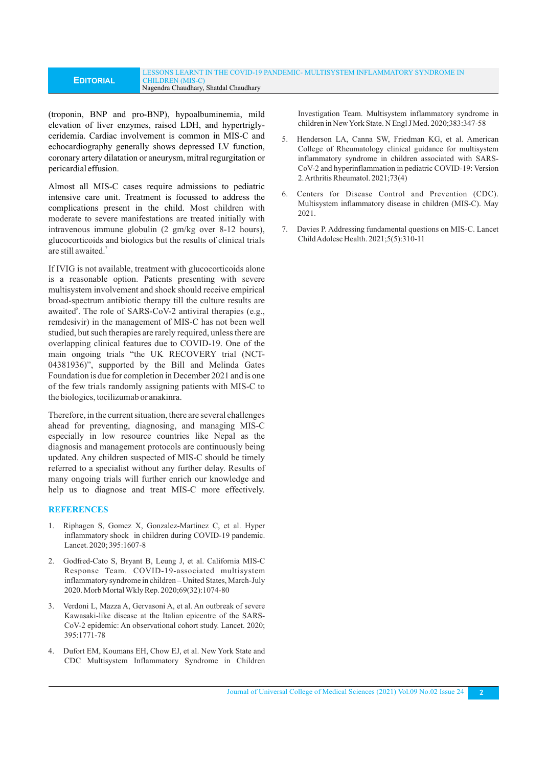(troponin, BNP and pro-BNP), hypoalbuminemia, mild elevation of liver enzymes, raised LDH, and hypertriglyceridemia. Cardiac involvement is common in MIS-C and echocardiography generally shows depressed LV function, coronary artery dilatation or aneurysm, mitral regurgitation or pericardial effusion.

Almost all MIS-C cases require admissions to pediatric intensive care unit. Treatment is focussed to address the complications present in the child. Most children with moderate to severe manifestations are treated initially with intravenous immune globulin (2 gm/kg over 8-12 hours), glucocorticoids and biologics but the results of clinical trials are still awaited.[7]

If IVIG is not available, treatment with glucocorticoids alone is a reasonable option. Patients presenting with severe multisystem involvement and shock should receive empirical broad-spectrum antibiotic therapy till the culture results are awaited[5]. The role of SARS-CoV-2 antiviral therapies (e.g., remdesivir) in the management of MIS-C has not been well studied, but such therapies are rarely required, unless there are overlapping clinical features due to COVID-19. One of the main ongoing trials "the UK RECOVERY trial (NCT-04381936)", supported by the Bill and Melinda Gates Foundation is due for completion in December 2021 and is one of the few trials randomly assigning patients with MIS-C to the biologics, tocilizumab or anakinra.

Therefore, in the current situation, there are several challenges ahead for preventing, diagnosing, and managing MIS-C especially in low resource countries like Nepal as the diagnosis and management protocols are continuously being updated. Any children suspected of MIS-C should be timely referred to a specialist without any further delay. Results of many ongoing trials will further enrich our knowledge and help us to diagnose and treat MIS-C more effectively.

## REFERENCES

1. Riphagen S, Gomez X, Gonzalez-Martinez C, et al. Hyper inflammatory shock in children during COVID-19 pandemic. Lancet. 2020; 395:1607-8
2. Godfred-Cato S, Bryant B, Leung J, et al. California MIS-C Response Team. COVID-19-associated multisystem inflammatory syndrome in children – United States, March-July 2020. Morb Mortal Wkly Rep. 2020;69(32):1074-80
3. Verdoni L, Mazza A, Gervasoni A, et al. An outbreak of severe Kawasaki-like disease at the Italian epicentre of the SARS-CoV-2 epidemic: An observational cohort study. Lancet. 2020; 395:1771-78
4. Dufort EM, Koumans EH, Chow EJ, et al. New York State and CDC Multisystem Inflammatory Syndrome in Children Investigation Team. Multisystem inflammatory syndrome in children in New York State. N Engl J Med. 2020;383:347-58
5. Henderson LA, Canna SW, Friedman KG, et al. American College of Rheumatology clinical guidance for multisystem inflammatory syndrome in children associated with SARS-CoV-2 and hyperinflammation in pediatric COVID-19: Version 2. Arthritis Rheumatol. 2021;73(4)
6. Centers for Disease Control and Prevention (CDC). Multisystem inflammatory disease in children (MIS-C). May 2021.
7. Davies P. Addressing fundamental questions on MIS-C. Lancet Child Adolesc Health. 2021;5(5):310-11